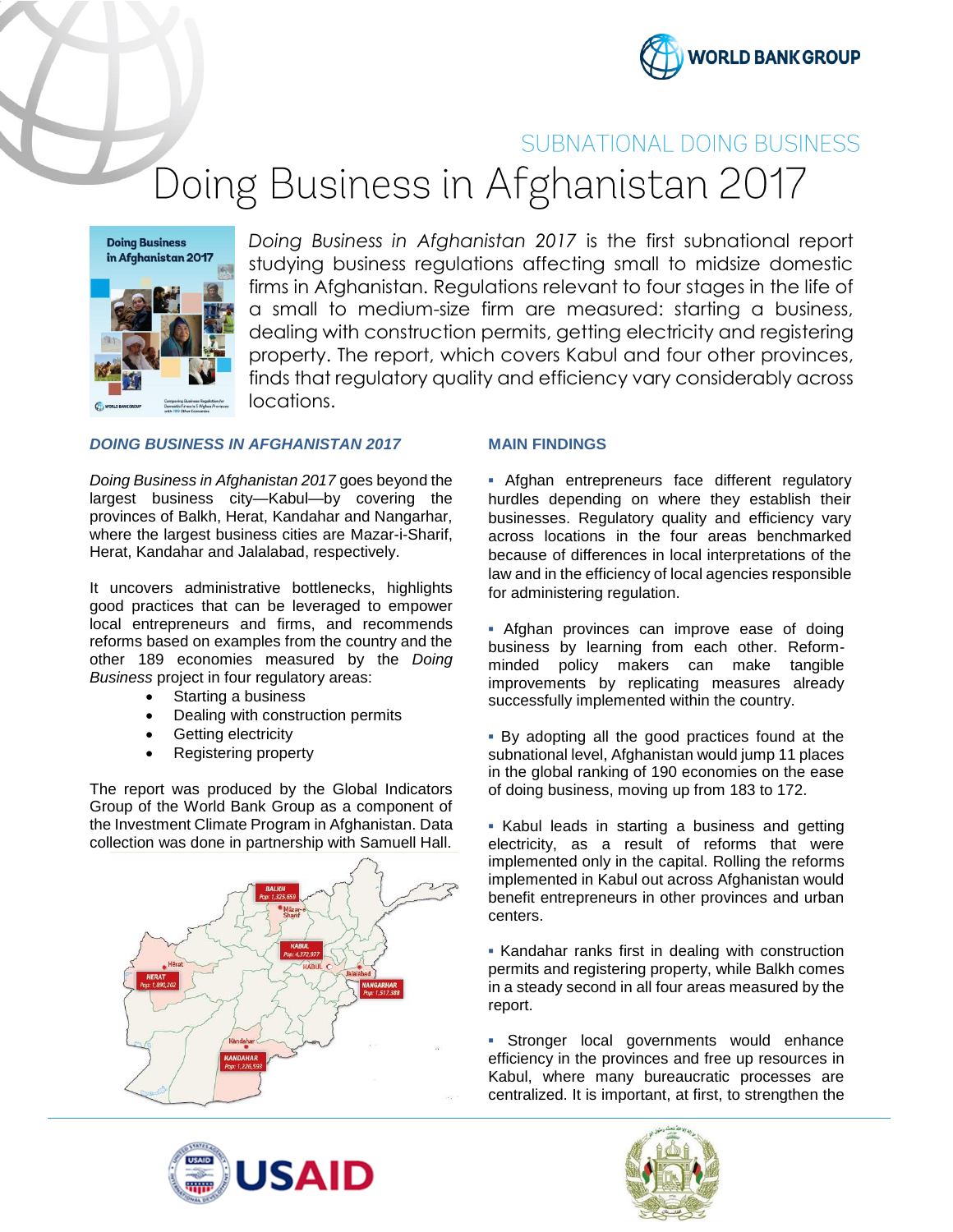SUBNATIONAL DOING BUSINESS

# Doing Business in Afghanistan 2017

*Doing Business in Afghanistan 2017* is the first subnational report studying business regulations affecting small to midsize domestic firms in Afghanistan. Regulations relevant to four stages in the life of a small to medium-size firm are measured: starting a business, dealing with construction permits, getting electricity and registering property. The report, which covers Kabul and four other provinces, finds that regulatory quality and efficiency vary considerably across locations.

## *DOING BUSINESS IN AFGHANISTAN 2017*

*Doing Business in Afghanistan 2017* goes beyond the largest business city—Kabul—by covering the provinces of Balkh, Herat, Kandahar and Nangarhar, where the largest business cities are Mazar-i-Sharif, Herat, Kandahar and Jalalabad, respectively.

It uncovers administrative bottlenecks, highlights good practices that can be leveraged to empower local entrepreneurs and firms, and recommends reforms based on examples from the country and the other 189 economies measured by the *Doing Business* project in four regulatory areas:

- Starting a business
- Dealing with construction permits
- Getting electricity
- Registering property

The report was produced by the Global Indicators Group of the World Bank Group as a component of the Investment Climate Program in Afghanistan. Data collection was done in partnership with Samuell Hall.

## MAIN FINDINGS

- Afghan entrepreneurs face different regulatory hurdles depending on where they establish their businesses. Regulatory quality and efficiency vary across locations in the four areas benchmarked because of differences in local interpretations of the law and in the efficiency of local agencies responsible for administering regulation.

- Afghan provinces can improve ease of doing business by learning from each other. Reform-minded policy makers can make tangible improvements by replicating measures already successfully implemented within the country.

- By adopting all the good practices found at the subnational level, Afghanistan would jump 11 places in the global ranking of 190 economies on the ease of doing business, moving up from 183 to 172.

- Kabul leads in starting a business and getting electricity, as a result of reforms that were implemented only in the capital. Rolling the reforms implemented in Kabul out across Afghanistan would benefit entrepreneurs in other provinces and urban centers.

- Kandahar ranks first in dealing with construction permits and registering property, while Balkh comes in a steady second in all four areas measured by the report.

- Stronger local governments would enhance efficiency in the provinces and free up resources in Kabul, where many bureaucratic processes are centralized. It is important, at first, to strengthen the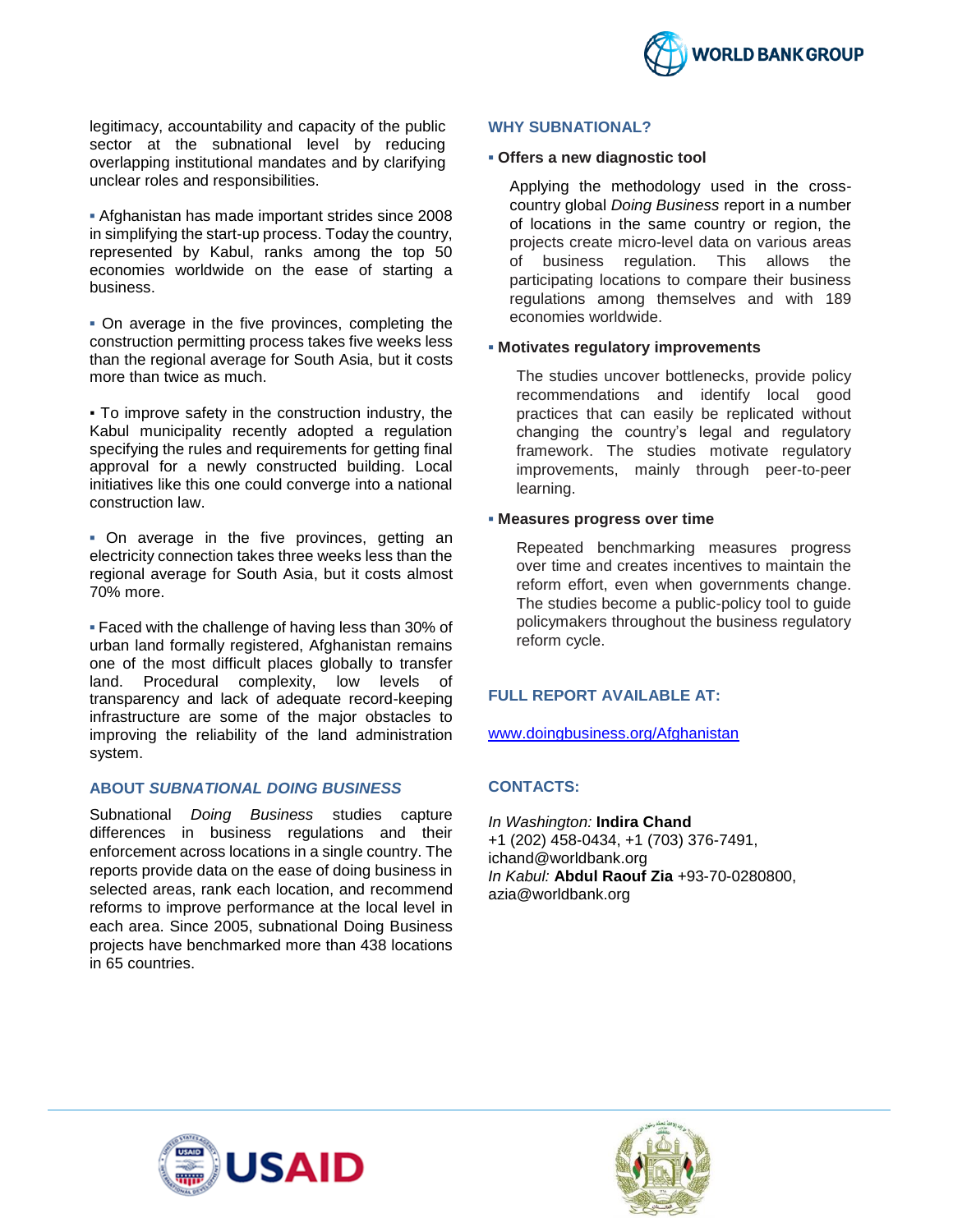legitimacy, accountability and capacity of the public sector at the subnational level by reducing overlapping institutional mandates and by clarifying unclear roles and responsibilities.

- Afghanistan has made important strides since 2008 in simplifying the start-up process. Today the country, represented by Kabul, ranks among the top 50 economies worldwide on the ease of starting a business.

- On average in the five provinces, completing the construction permitting process takes five weeks less than the regional average for South Asia, but it costs more than twice as much.

- To improve safety in the construction industry, the Kabul municipality recently adopted a regulation specifying the rules and requirements for getting final approval for a newly constructed building. Local initiatives like this one could converge into a national construction law.

- On average in the five provinces, getting an electricity connection takes three weeks less than the regional average for South Asia, but it costs almost 70% more.

- Faced with the challenge of having less than 30% of urban land formally registered, Afghanistan remains one of the most difficult places globally to transfer land. Procedural complexity, low levels of transparency and lack of adequate record-keeping infrastructure are some of the major obstacles to improving the reliability of the land administration system.

## ABOUT *SUBNATIONAL DOING BUSINESS*

Subnational *Doing Business* studies capture differences in business regulations and their enforcement across locations in a single country. The reports provide data on the ease of doing business in selected areas, rank each location, and recommend reforms to improve performance at the local level in each area. Since 2005, subnational Doing Business projects have benchmarked more than 438 locations in 65 countries.

## WHY SUBNATIONAL?

- **Offers a new diagnostic tool**

  Applying the methodology used in the cross-country global *Doing Business* report in a number of locations in the same country or region, the projects create micro-level data on various areas of business regulation. This allows the participating locations to compare their business regulations among themselves and with 189 economies worldwide.

- **Motivates regulatory improvements**

  The studies uncover bottlenecks, provide policy recommendations and identify local good practices that can easily be replicated without changing the country's legal and regulatory framework. The studies motivate regulatory improvements, mainly through peer-to-peer learning.

- **Measures progress over time**

  Repeated benchmarking measures progress over time and creates incentives to maintain the reform effort, even when governments change. The studies become a public-policy tool to guide policymakers throughout the business regulatory reform cycle.

## FULL REPORT AVAILABLE AT:

www.doingbusiness.org/Afghanistan

## CONTACTS:

*In Washington:* **Indira Chand**
+1 (202) 458-0434, +1 (703) 376-7491,
ichand@worldbank.org
*In Kabul:* **Abdul Raouf Zia** +93-70-0280800,
azia@worldbank.org